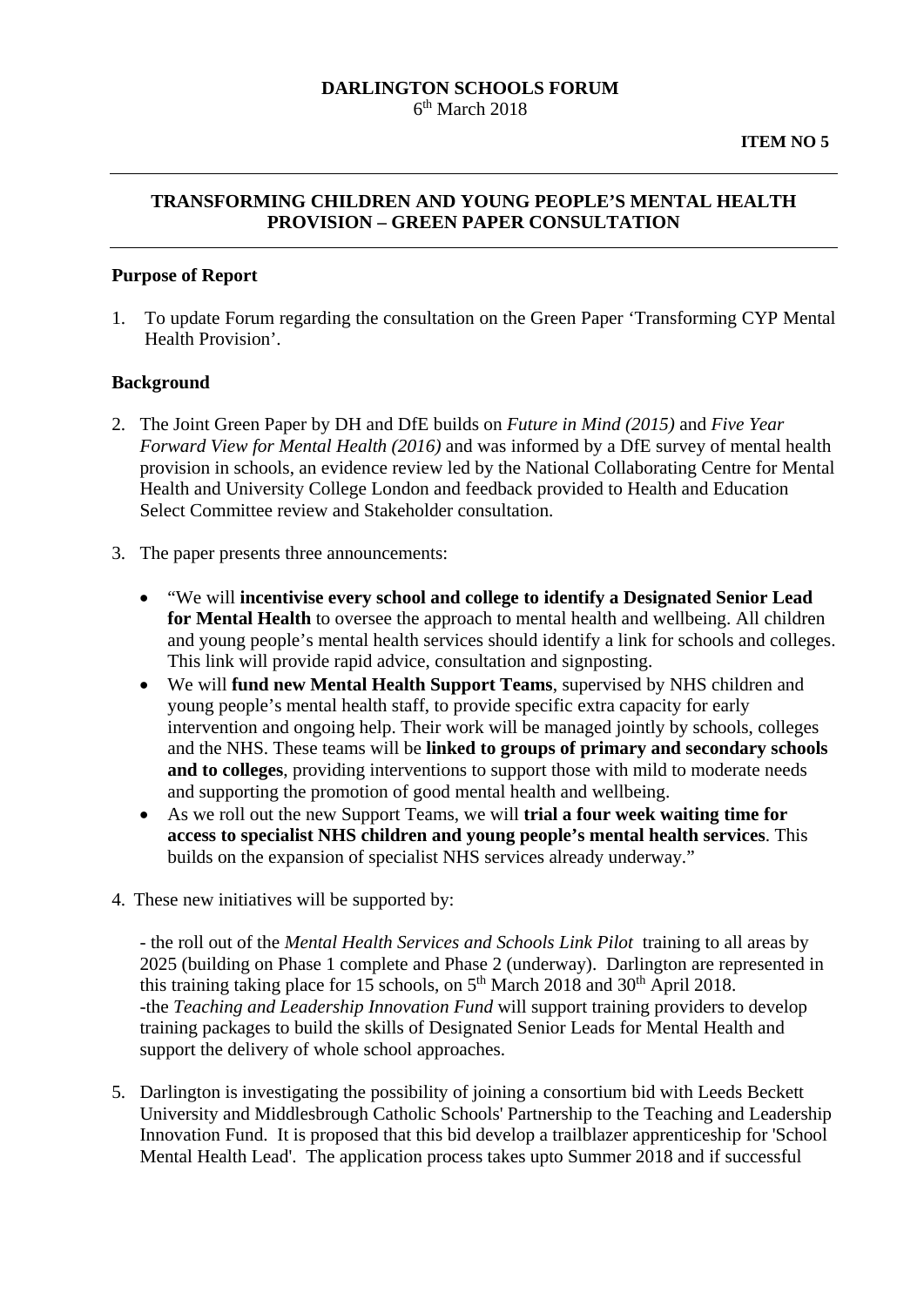**DARLINGTON SCHOOLS FORUM**
6th March 2018

**ITEM NO 5**

---

## TRANSFORMING CHILDREN AND YOUNG PEOPLE'S MENTAL HEALTH PROVISION – GREEN PAPER CONSULTATION

---

### Purpose of Report

1. To update Forum regarding the consultation on the Green Paper 'Transforming CYP Mental Health Provision'.

### Background

2. The Joint Green Paper by DH and DfE builds on *Future in Mind (2015)* and *Five Year Forward View for Mental Health (2016)* and was informed by a DfE survey of mental health provision in schools, an evidence review led by the National Collaborating Centre for Mental Health and University College London and feedback provided to Health and Education Select Committee review and Stakeholder consultation.

3. The paper presents three announcements:

   - "We will **incentivise every school and college to identify a Designated Senior Lead for Mental Health** to oversee the approach to mental health and wellbeing. All children and young people's mental health services should identify a link for schools and colleges. This link will provide rapid advice, consultation and signposting.
   - We will **fund new Mental Health Support Teams**, supervised by NHS children and young people's mental health staff, to provide specific extra capacity for early intervention and ongoing help. Their work will be managed jointly by schools, colleges and the NHS. These teams will be **linked to groups of primary and secondary schools and to colleges**, providing interventions to support those with mild to moderate needs and supporting the promotion of good mental health and wellbeing.
   - As we roll out the new Support Teams, we will **trial a four week waiting time for access to specialist NHS children and young people's mental health services**. This builds on the expansion of specialist NHS services already underway."

4. These new initiatives will be supported by:

   - the roll out of the *Mental Health Services and Schools Link Pilot* training to all areas by 2025 (building on Phase 1 complete and Phase 2 (underway). Darlington are represented in this training taking place for 15 schools, on 5th March 2018 and 30th April 2018.
   -the *Teaching and Leadership Innovation Fund* will support training providers to develop training packages to build the skills of Designated Senior Leads for Mental Health and support the delivery of whole school approaches.

5. Darlington is investigating the possibility of joining a consortium bid with Leeds Beckett University and Middlesbrough Catholic Schools' Partnership to the Teaching and Leadership Innovation Fund. It is proposed that this bid develop a trailblazer apprenticeship for 'School Mental Health Lead'. The application process takes upto Summer 2018 and if successful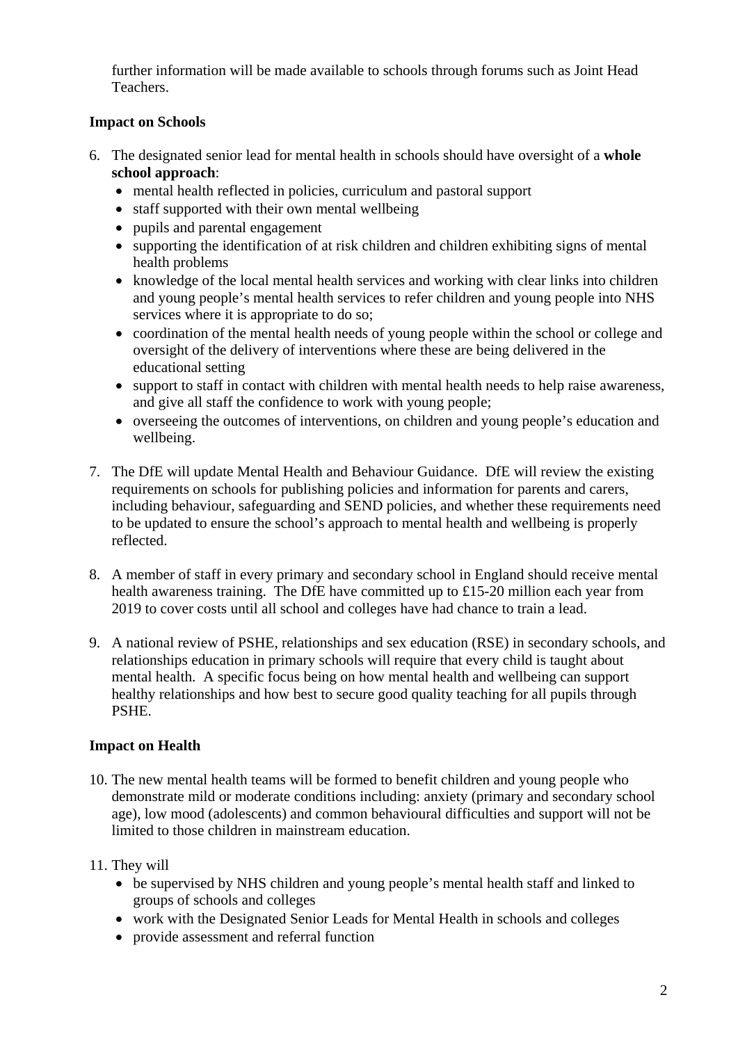further information will be made available to schools through forums such as Joint Head Teachers.

**Impact on Schools**

6. The designated senior lead for mental health in schools should have oversight of a **whole school approach**:
   - mental health reflected in policies, curriculum and pastoral support
   - staff supported with their own mental wellbeing
   - pupils and parental engagement
   - supporting the identification of at risk children and children exhibiting signs of mental health problems
   - knowledge of the local mental health services and working with clear links into children and young people's mental health services to refer children and young people into NHS services where it is appropriate to do so;
   - coordination of the mental health needs of young people within the school or college and oversight of the delivery of interventions where these are being delivered in the educational setting
   - support to staff in contact with children with mental health needs to help raise awareness, and give all staff the confidence to work with young people;
   - overseeing the outcomes of interventions, on children and young people's education and wellbeing.

7. The DfE will update Mental Health and Behaviour Guidance. DfE will review the existing requirements on schools for publishing policies and information for parents and carers, including behaviour, safeguarding and SEND policies, and whether these requirements need to be updated to ensure the school's approach to mental health and wellbeing is properly reflected.

8. A member of staff in every primary and secondary school in England should receive mental health awareness training. The DfE have committed up to £15-20 million each year from 2019 to cover costs until all school and colleges have had chance to train a lead.

9. A national review of PSHE, relationships and sex education (RSE) in secondary schools, and relationships education in primary schools will require that every child is taught about mental health. A specific focus being on how mental health and wellbeing can support healthy relationships and how best to secure good quality teaching for all pupils through PSHE.

**Impact on Health**

10. The new mental health teams will be formed to benefit children and young people who demonstrate mild or moderate conditions including: anxiety (primary and secondary school age), low mood (adolescents) and common behavioural difficulties and support will not be limited to those children in mainstream education.

11. They will
    - be supervised by NHS children and young people's mental health staff and linked to groups of schools and colleges
    - work with the Designated Senior Leads for Mental Health in schools and colleges
    - provide assessment and referral function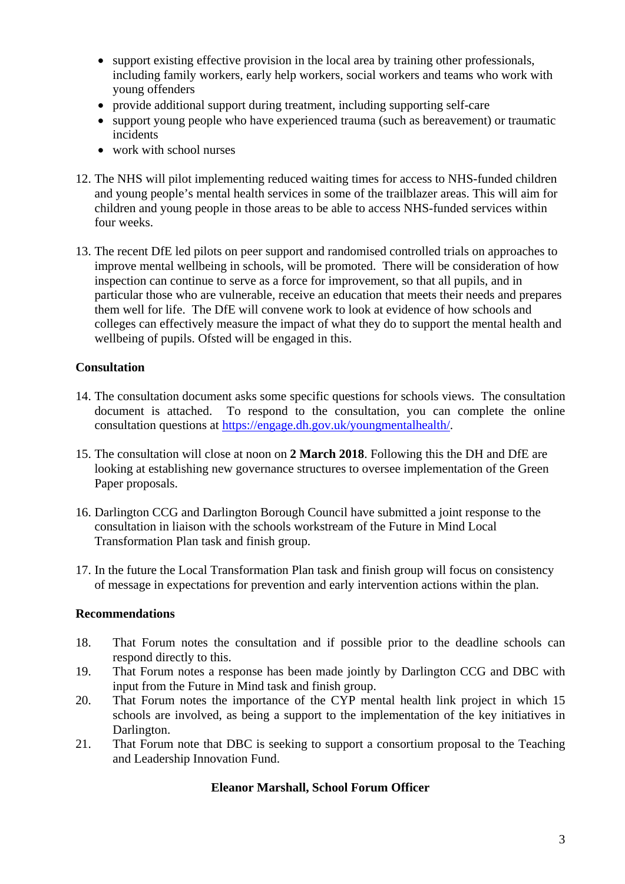- support existing effective provision in the local area by training other professionals, including family workers, early help workers, social workers and teams who work with young offenders
- provide additional support during treatment, including supporting self-care
- support young people who have experienced trauma (such as bereavement) or traumatic incidents
- work with school nurses

12. The NHS will pilot implementing reduced waiting times for access to NHS-funded children and young people's mental health services in some of the trailblazer areas. This will aim for children and young people in those areas to be able to access NHS-funded services within four weeks.

13. The recent DfE led pilots on peer support and randomised controlled trials on approaches to improve mental wellbeing in schools, will be promoted. There will be consideration of how inspection can continue to serve as a force for improvement, so that all pupils, and in particular those who are vulnerable, receive an education that meets their needs and prepares them well for life. The DfE will convene work to look at evidence of how schools and colleges can effectively measure the impact of what they do to support the mental health and wellbeing of pupils. Ofsted will be engaged in this.

**Consultation**

14. The consultation document asks some specific questions for schools views. The consultation document is attached. To respond to the consultation, you can complete the online consultation questions at https://engage.dh.gov.uk/youngmentalhealth/.

15. The consultation will close at noon on **2 March 2018**. Following this the DH and DfE are looking at establishing new governance structures to oversee implementation of the Green Paper proposals.

16. Darlington CCG and Darlington Borough Council have submitted a joint response to the consultation in liaison with the schools workstream of the Future in Mind Local Transformation Plan task and finish group.

17. In the future the Local Transformation Plan task and finish group will focus on consistency of message in expectations for prevention and early intervention actions within the plan.

**Recommendations**

18. That Forum notes the consultation and if possible prior to the deadline schools can respond directly to this.
19. That Forum notes a response has been made jointly by Darlington CCG and DBC with input from the Future in Mind task and finish group.
20. That Forum notes the importance of the CYP mental health link project in which 15 schools are involved, as being a support to the implementation of the key initiatives in Darlington.
21. That Forum note that DBC is seeking to support a consortium proposal to the Teaching and Leadership Innovation Fund.

**Eleanor Marshall, School Forum Officer**